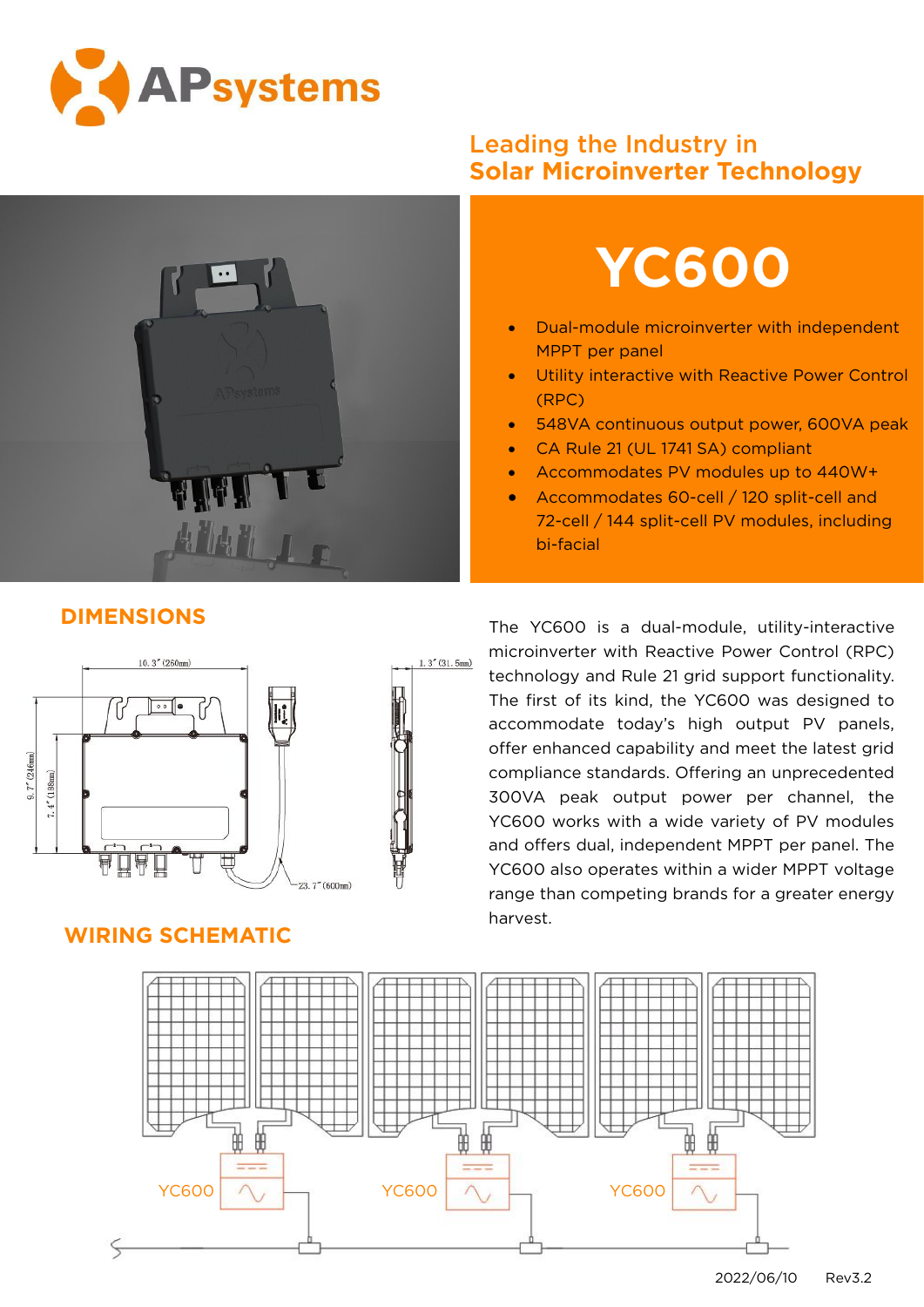# APsystems

## Leading the Industry in Solar Microinverter Technology

# YC600

- Dual-module microinverter with independent MPPT per panel
- Utility interactive with Reactive Power Control (RPC)
- 548VA continuous output power, 600VA peak
- CA Rule 21 (UL 1741 SA) compliant
- Accommodates PV modules up to 440W+
- Accommodates 60-cell / 120 split-cell and 72-cell / 144 split-cell PV modules, including bi-facial

## DIMENSIONS

10.3" (260mm)
1.3" (31.5mm)
9.7" (246mm)
7.4" (188mm)
23.7" (600mm)

The YC600 is a dual-module, utility-interactive microinverter with Reactive Power Control (RPC) technology and Rule 21 grid support functionality. The first of its kind, the YC600 was designed to accommodate today's high output PV panels, offer enhanced capability and meet the latest grid compliance standards. Offering an unprecedented 300VA peak output power per channel, the YC600 works with a wide variety of PV modules and offers dual, independent MPPT per panel. The YC600 also operates within a wider MPPT voltage range than competing brands for a greater energy harvest.

## WIRING SCHEMATIC

YC600 YC600 YC600

2022/06/10 Rev3.2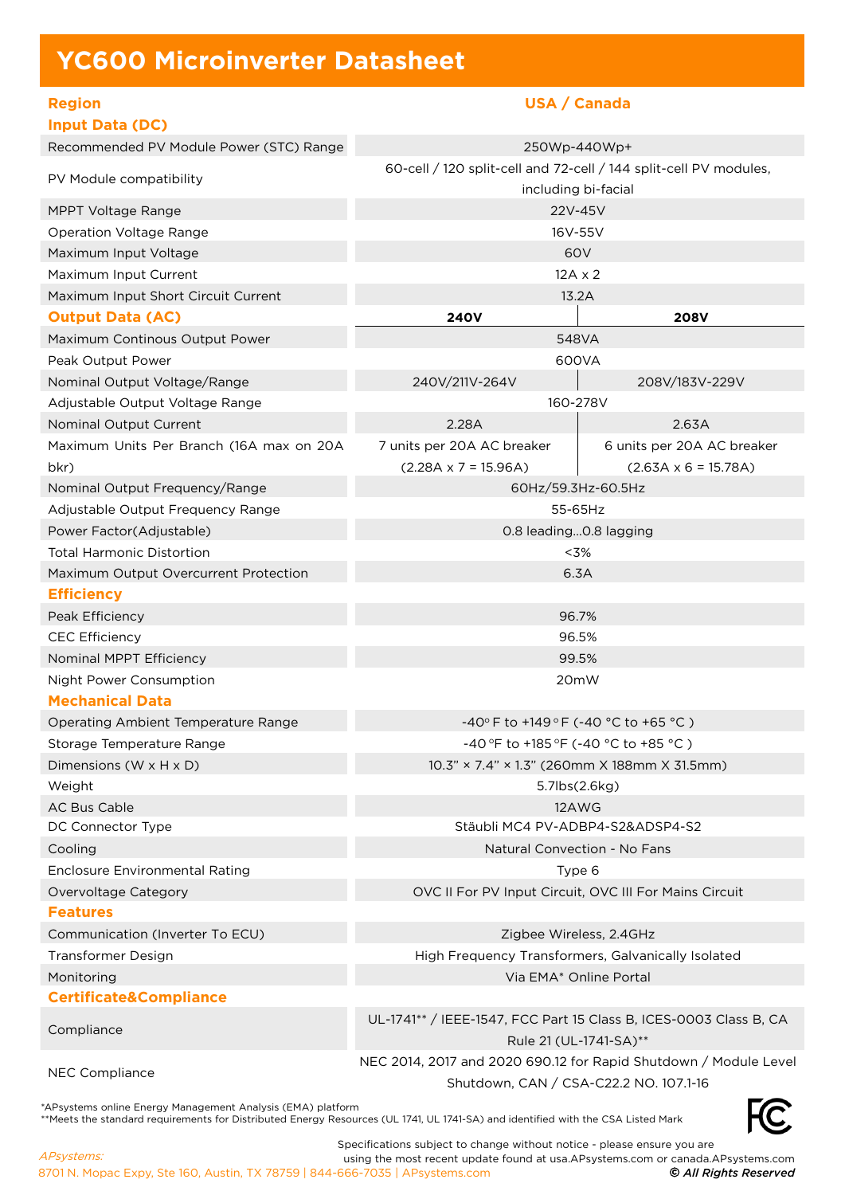# YC600 Microinverter Datasheet

| Region | USA / Canada | |
|---|---|---|
| **Input Data (DC)** | | |
| Recommended PV Module Power (STC) Range | 250Wp-440Wp+ | |
| PV Module compatibility | 60-cell / 120 split-cell and 72-cell / 144 split-cell PV modules, including bi-facial | |
| MPPT Voltage Range | 22V-45V | |
| Operation Voltage Range | 16V-55V | |
| Maximum Input Voltage | 60V | |
| Maximum Input Current | 12A x 2 | |
| Maximum Input Short Circuit Current | 13.2A | |
| **Output Data (AC)** | **240V** | **208V** |
| Maximum Continous Output Power | 548VA | |
| Peak Output Power | 600VA | |
| Nominal Output Voltage/Range | 240V/211V-264V | 208V/183V-229V |
| Adjustable Output Voltage Range | 160-278V | |
| Nominal Output Current | 2.28A | 2.63A |
| Maximum Units Per Branch (16A max on 20A bkr) | 7 units per 20A AC breaker (2.28A x 7 = 15.96A) | 6 units per 20A AC breaker (2.63A x 6 = 15.78A) |
| Nominal Output Frequency/Range | 60Hz/59.3Hz-60.5Hz | |
| Adjustable Output Frequency Range | 55-65Hz | |
| Power Factor(Adjustable) | 0.8 leading...0.8 lagging | |
| Total Harmonic Distortion | <3% | |
| Maximum Output Overcurrent Protection | 6.3A | |
| **Efficiency** | | |
| Peak Efficiency | 96.7% | |
| CEC Efficiency | 96.5% | |
| Nominal MPPT Efficiency | 99.5% | |
| Night Power Consumption | 20mW | |
| **Mechanical Data** | | |
| Operating Ambient Temperature Range | -40°F to +149°F (-40 °C to +65 °C ) | |
| Storage Temperature Range | -40 °F to +185 °F (-40 °C to +85 °C ) | |
| Dimensions (W x H x D) | 10.3" × 7.4" × 1.3" (260mm X 188mm X 31.5mm) | |
| Weight | 5.7lbs(2.6kg) | |
| AC Bus Cable | 12AWG | |
| DC Connector Type | Stäubli MC4 PV-ADBP4-S2&ADSP4-S2 | |
| Cooling | Natural Convection - No Fans | |
| Enclosure Environmental Rating | Type 6 | |
| Overvoltage Category | OVC II For PV Input Circuit, OVC III For Mains Circuit | |
| **Features** | | |
| Communication (Inverter To ECU) | Zigbee Wireless, 2.4GHz | |
| Transformer Design | High Frequency Transformers, Galvanically Isolated | |
| Monitoring | Via EMA* Online Portal | |
| **Certificate&Compliance** | | |
| Compliance | UL-1741** / IEEE-1547, FCC Part 15 Class B, ICES-0003 Class B, CA Rule 21 (UL-1741-SA)** | |
| NEC Compliance | NEC 2014, 2017 and 2020 690.12 for Rapid Shutdown / Module Level Shutdown, CAN / CSA-C22.2 NO. 107.1-16 | |

*APsystems online Energy Management Analysis (EMA) platform

**Meets the standard requirements for Distributed Energy Resources (UL 1741, UL 1741-SA) and identified with the CSA Listed Mark

FC

Specifications subject to change without notice - please ensure you are using the most recent update found at usa.APsystems.com or canada.APsystems.com

*APsystems:*
8701 N. Mopac Expy, Ste 160, Austin, TX 78759 | 844-666-7035 | APsystems.com

***© All Rights Reserved***